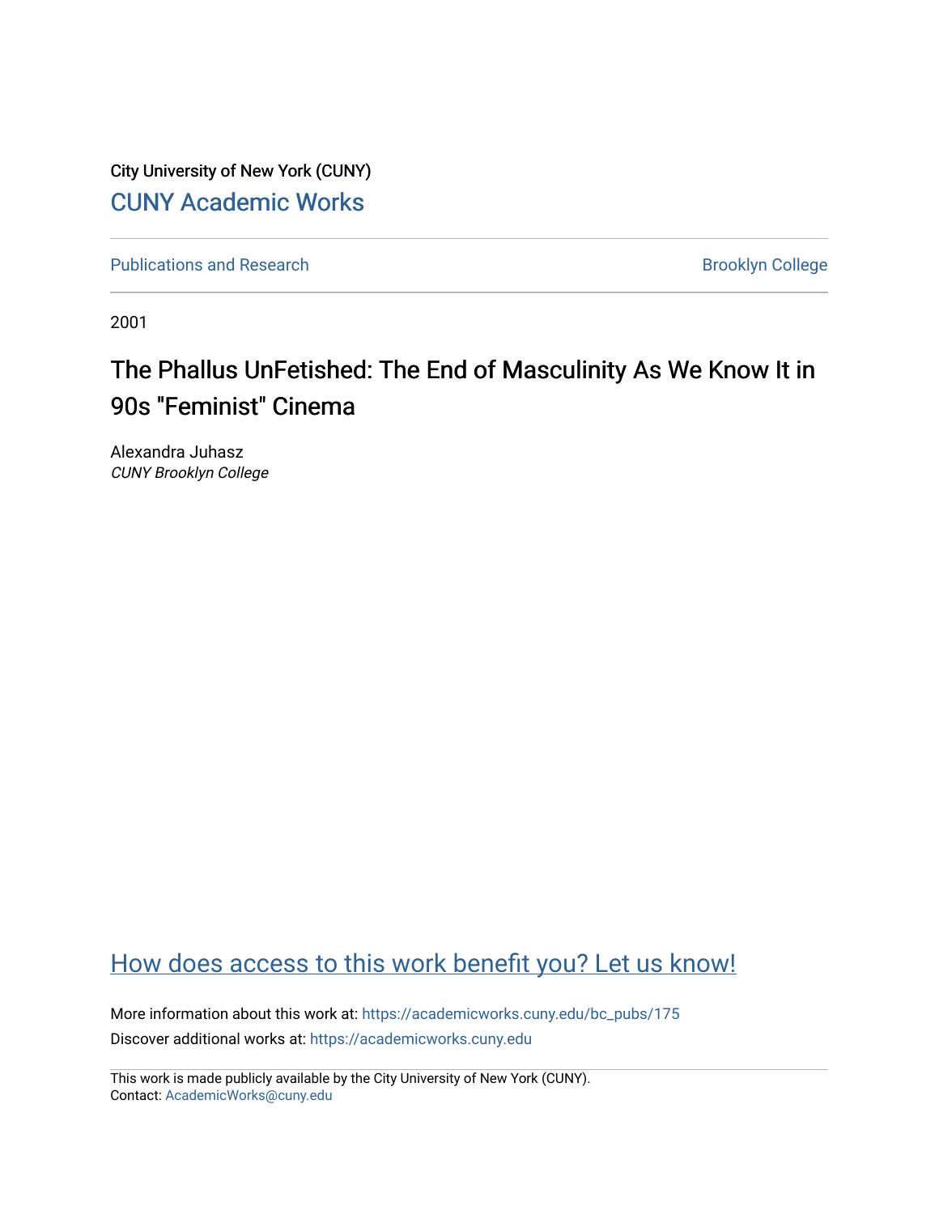City University of New York (CUNY)

CUNY Academic Works

Publications and Research

Brooklyn College

2001

# The Phallus UnFetished: The End of Masculinity As We Know It in 90s "Feminist" Cinema

Alexandra Juhasz
*CUNY Brooklyn College*

How does access to this work benefit you? Let us know!

More information about this work at: https://academicworks.cuny.edu/bc_pubs/175
Discover additional works at: https://academicworks.cuny.edu

This work is made publicly available by the City University of New York (CUNY).
Contact: AcademicWorks@cuny.edu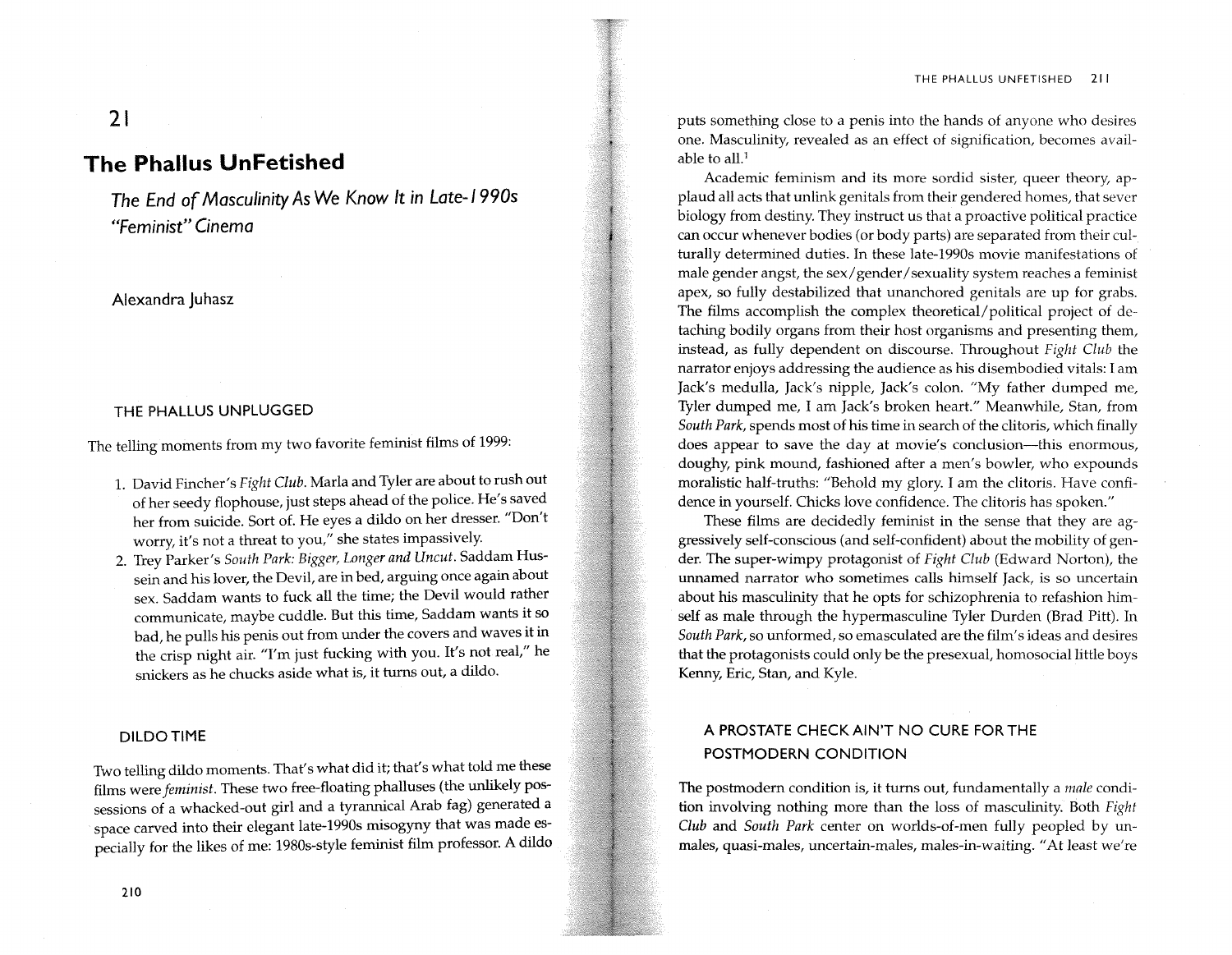# 21

# The Phallus UnFetished

## *The End of Masculinity As We Know It in Late-1990s "Feminist" Cinema*

Alexandra Juhasz

### THE PHALLUS UNPLUGGED

The telling moments from my two favorite feminist films of 1999:

1. David Fincher's *Fight Club*. Marla and Tyler are about to rush out of her seedy flophouse, just steps ahead of the police. He's saved her from suicide. Sort of. He eyes a dildo on her dresser. "Don't worry, it's not a threat to you," she states impassively.
2. Trey Parker's *South Park: Bigger, Longer and Uncut*. Saddam Hussein and his lover, the Devil, are in bed, arguing once again about sex. Saddam wants to fuck all the time; the Devil would rather communicate, maybe cuddle. But this time, Saddam wants it so bad, he pulls his penis out from under the covers and waves it in the crisp night air. "I'm just fucking with you. It's not real," he snickers as he chucks aside what is, it turns out, a dildo.

### DILDO TIME

Two telling dildo moments. That's what did it; that's what told me these films were *feminist*. These two free-floating phalluses (the unlikely possessions of a whacked-out girl and a tyrannical Arab fag) generated a space carved into their elegant late-1990s misogyny that was made especially for the likes of me: 1980s-style feminist film professor. A dildo puts something close to a penis into the hands of anyone who desires one. Masculinity, revealed as an effect of signification, becomes available to all.[1]

Academic feminism and its more sordid sister, queer theory, applaud all acts that unlink genitals from their gendered homes, that sever biology from destiny. They instruct us that a proactive political practice can occur whenever bodies (or body parts) are separated from their culturally determined duties. In these late-1990s movie manifestations of male gender angst, the sex/gender/sexuality system reaches a feminist apex, so fully destabilized that unanchored genitals are up for grabs. The films accomplish the complex theoretical/political project of detaching bodily organs from their host organisms and presenting them, instead, as fully dependent on discourse. Throughout *Fight Club* the narrator enjoys addressing the audience as his disembodied vitals: I am Jack's medulla, Jack's nipple, Jack's colon. "My father dumped me, Tyler dumped me, I am Jack's broken heart." Meanwhile, Stan, from *South Park*, spends most of his time in search of the clitoris, which finally does appear to save the day at movie's conclusion—this enormous, doughy, pink mound, fashioned after a men's bowler, who expounds moralistic half-truths: "Behold my glory. I am the clitoris. Have confidence in yourself. Chicks love confidence. The clitoris has spoken."

These films are decidedly feminist in the sense that they are aggressively self-conscious (and self-confident) about the mobility of gender. The super-wimpy protagonist of *Fight Club* (Edward Norton), the unnamed narrator who sometimes calls himself Jack, is so uncertain about his masculinity that he opts for schizophrenia to refashion himself as male through the hypermasculine Tyler Durden (Brad Pitt). In *South Park*, so unformed, so emasculated are the film's ideas and desires that the protagonists could only be the presexual, homosocial little boys Kenny, Eric, Stan, and Kyle.

### A PROSTATE CHECK AIN'T NO CURE FOR THE POSTMODERN CONDITION

The postmodern condition is, it turns out, fundamentally a *male* condition involving nothing more than the loss of masculinity. Both *Fight Club* and *South Park* center on worlds-of-men fully peopled by unmales, quasi-males, uncertain-males, males-in-waiting. "At least we're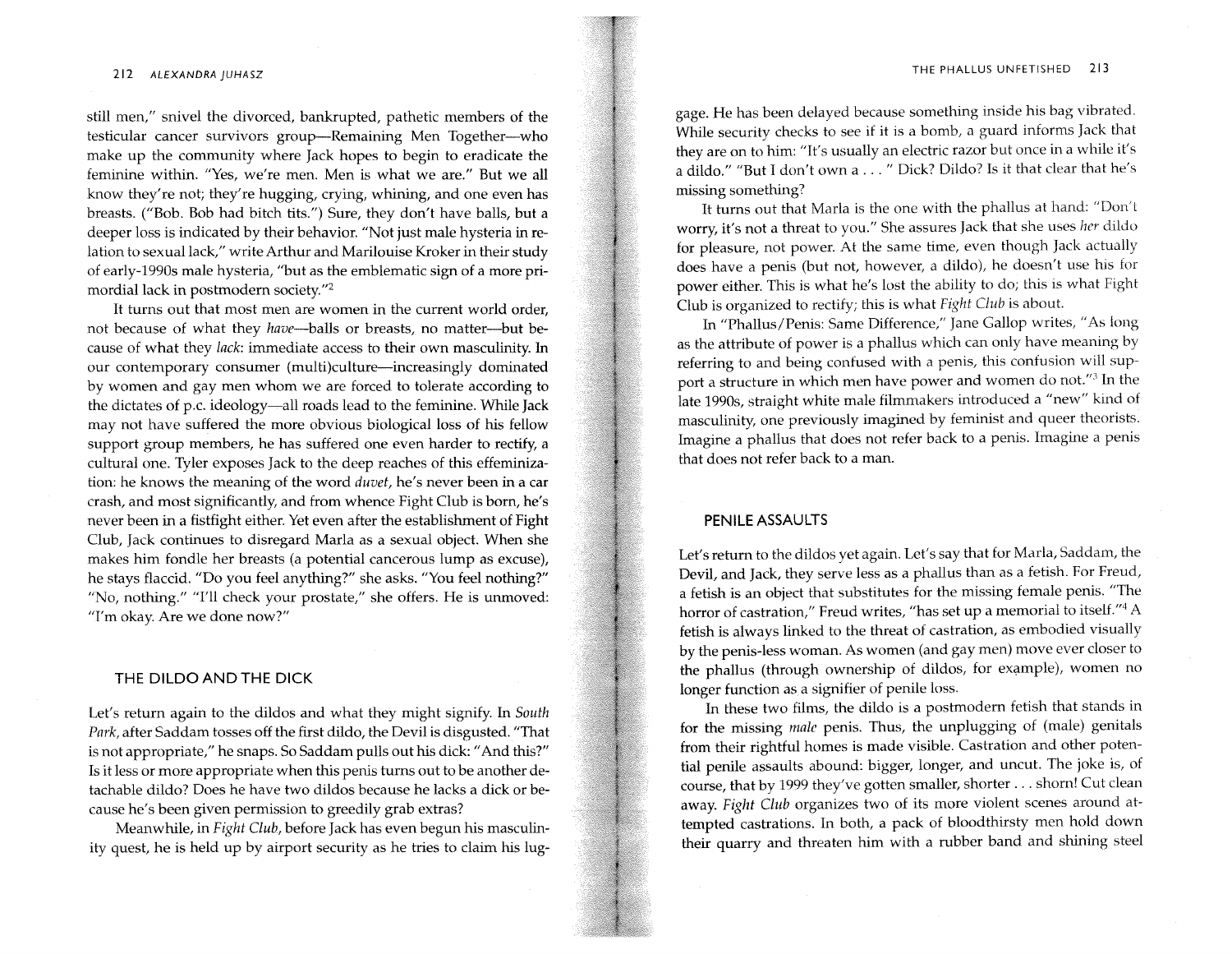still men," snivel the divorced, bankrupted, pathetic members of the testicular cancer survivors group—Remaining Men Together—who make up the community where Jack hopes to begin to eradicate the feminine within. "Yes, we're men. Men is what we are." But we all know they're not; they're hugging, crying, whining, and one even has breasts. ("Bob. Bob had bitch tits.") Sure, they don't have balls, but a deeper loss is indicated by their behavior. "Not just male hysteria in relation to sexual lack," write Arthur and Marilouise Kroker in their study of early-1990s male hysteria, "but as the emblematic sign of a more primordial lack in postmodern society."[2]

It turns out that most men are women in the current world order, not because of what they *have*—balls or breasts, no matter—but because of what they *lack*: immediate access to their own masculinity. In our contemporary consumer (multi)culture—increasingly dominated by women and gay men whom we are forced to tolerate according to the dictates of p.c. ideology—all roads lead to the feminine. While Jack may not have suffered the more obvious biological loss of his fellow support group members, he has suffered one even harder to rectify, a cultural one. Tyler exposes Jack to the deep reaches of this effeminization: he knows the meaning of the word *duvet*, he's never been in a car crash, and most significantly, and from whence Fight Club is born, he's never been in a fistfight either. Yet even after the establishment of Fight Club, Jack continues to disregard Marla as a sexual object. When she makes him fondle her breasts (a potential cancerous lump as excuse), he stays flaccid. "Do you feel anything?" she asks. "You feel nothing?" "No, nothing." "I'll check your prostate," she offers. He is unmoved: "I'm okay. Are we done now?"

## THE DILDO AND THE DICK

Let's return again to the dildos and what they might signify. In *South Park*, after Saddam tosses off the first dildo, the Devil is disgusted. "That is not appropriate," he snaps. So Saddam pulls out his dick: "And this?" Is it less or more appropriate when this penis turns out to be another detachable dildo? Does he have two dildos because he lacks a dick or because he's been given permission to greedily grab extras?

Meanwhile, in *Fight Club*, before Jack has even begun his masculinity quest, he is held up by airport security as he tries to claim his luggage. He has been delayed because something inside his bag vibrated. While security checks to see if it is a bomb, a guard informs Jack that they are on to him: "It's usually an electric razor but once in a while it's a dildo." "But I don't own a . . . " Dick? Dildo? Is it that clear that he's missing something?

It turns out that Marla is the one with the phallus at hand: "Don't worry, it's not a threat to you." She assures Jack that she uses *her* dildo for pleasure, not power. At the same time, even though Jack actually does have a penis (but not, however, a dildo), he doesn't use his for power either. This is what he's lost the ability to do; this is what Fight Club is organized to rectify; this is what *Fight Club* is about.

In "Phallus/Penis: Same Difference," Jane Gallop writes, "As long as the attribute of power is a phallus which can only have meaning by referring to and being confused with a penis, this confusion will support a structure in which men have power and women do not."[3] In the late 1990s, straight white male filmmakers introduced a "new" kind of masculinity, one previously imagined by feminist and queer theorists. Imagine a phallus that does not refer back to a penis. Imagine a penis that does not refer back to a man.

## PENILE ASSAULTS

Let's return to the dildos yet again. Let's say that for Marla, Saddam, the Devil, and Jack, they serve less as a phallus than as a fetish. For Freud, a fetish is an object that substitutes for the missing female penis. "The horror of castration," Freud writes, "has set up a memorial to itself."[4] A fetish is always linked to the threat of castration, as embodied visually by the penis-less woman. As women (and gay men) move ever closer to the phallus (through ownership of dildos, for example), women no longer function as a signifier of penile loss.

In these two films, the dildo is a postmodern fetish that stands in for the missing *male* penis. Thus, the unplugging of (male) genitals from their rightful homes is made visible. Castration and other potential penile assaults abound: bigger, longer, and uncut. The joke is, of course, that by 1999 they've gotten smaller, shorter . . . shorn! Cut clean away. *Fight Club* organizes two of its more violent scenes around attempted castrations. In both, a pack of bloodthirsty men hold down their quarry and threaten him with a rubber band and shining steel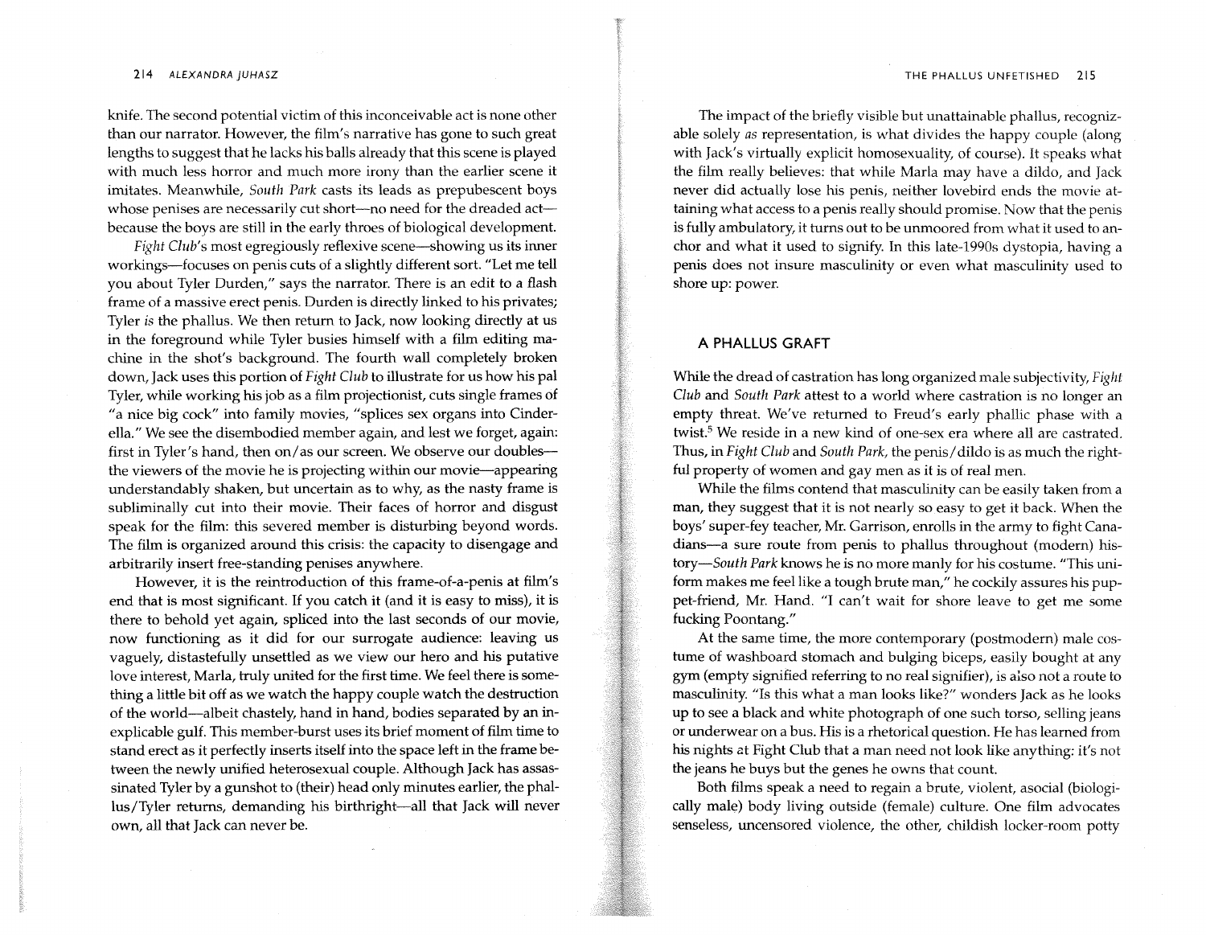knife. The second potential victim of this inconceivable act is none other than our narrator. However, the film's narrative has gone to such great lengths to suggest that he lacks his balls already that this scene is played with much less horror and much more irony than the earlier scene it imitates. Meanwhile, *South Park* casts its leads as prepubescent boys whose penises are necessarily cut short—no need for the dreaded act—because the boys are still in the early throes of biological development.

*Fight Club*'s most egregiously reflexive scene—showing us its inner workings—focuses on penis cuts of a slightly different sort. "Let me tell you about Tyler Durden," says the narrator. There is an edit to a flash frame of a massive erect penis. Durden is directly linked to his privates; Tyler *is* the phallus. We then return to Jack, now looking directly at us in the foreground while Tyler busies himself with a film editing machine in the shot's background. The fourth wall completely broken down, Jack uses this portion of *Fight Club* to illustrate for us how his pal Tyler, while working his job as a film projectionist, cuts single frames of "a nice big cock" into family movies, "splices sex organs into Cinderella." We see the disembodied member again, and lest we forget, again: first in Tyler's hand, then on/as our screen. We observe our doubles—the viewers of the movie he is projecting within our movie—appearing understandably shaken, but uncertain as to why, as the nasty frame is subliminally cut into their movie. Their faces of horror and disgust speak for the film: this severed member is disturbing beyond words. The film is organized around this crisis: the capacity to disengage and arbitrarily insert free-standing penises anywhere.

However, it is the reintroduction of this frame-of-a-penis at film's end that is most significant. If you catch it (and it is easy to miss), it is there to behold yet again, spliced into the last seconds of our movie, now functioning as it did for our surrogate audience: leaving us vaguely, distastefully unsettled as we view our hero and his putative love interest, Marla, truly united for the first time. We feel there is something a little bit off as we watch the happy couple watch the destruction of the world—albeit chastely, hand in hand, bodies separated by an inexplicable gulf. This member-burst uses its brief moment of film time to stand erect as it perfectly inserts itself into the space left in the frame between the newly unified heterosexual couple. Although Jack has assassinated Tyler by a gunshot to (their) head only minutes earlier, the phallus/Tyler returns, demanding his birthright—all that Jack will never own, all that Jack can never be.

The impact of the briefly visible but unattainable phallus, recognizable solely *as* representation, is what divides the happy couple (along with Jack's virtually explicit homosexuality, of course). It speaks what the film really believes: that while Marla may have a dildo, and Jack never did actually lose his penis, neither lovebird ends the movie attaining what access to a penis really should promise. Now that the penis is fully ambulatory, it turns out to be unmoored from what it used to anchor and what it used to signify. In this late-1990s dystopia, having a penis does not insure masculinity or even what masculinity used to shore up: power.

## A PHALLUS GRAFT

While the dread of castration has long organized male subjectivity, *Fight Club* and *South Park* attest to a world where castration is no longer an empty threat. We've returned to Freud's early phallic phase with a twist.[5] We reside in a new kind of one-sex era where all are castrated. Thus, in *Fight Club* and *South Park*, the penis/dildo is as much the rightful property of women and gay men as it is of real men.

While the films contend that masculinity can be easily taken from a man, they suggest that it is not nearly so easy to get it back. When the boys' super-fey teacher, Mr. Garrison, enrolls in the army to fight Canadians—a sure route from penis to phallus throughout (modern) history—*South Park* knows he is no more manly for his costume. "This uniform makes me feel like a tough brute man," he cockily assures his puppet-friend, Mr. Hand. "I can't wait for shore leave to get me some fucking Poontang."

At the same time, the more contemporary (postmodern) male costume of washboard stomach and bulging biceps, easily bought at any gym (empty signified referring to no real signifier), is also not a route to masculinity. "Is this what a man looks like?" wonders Jack as he looks up to see a black and white photograph of one such torso, selling jeans or underwear on a bus. His is a rhetorical question. He has learned from his nights at Fight Club that a man need not look like anything: it's not the jeans he buys but the genes he owns that count.

Both films speak a need to regain a brute, violent, asocial (biologically male) body living outside (female) culture. One film advocates senseless, uncensored violence, the other, childish locker-room potty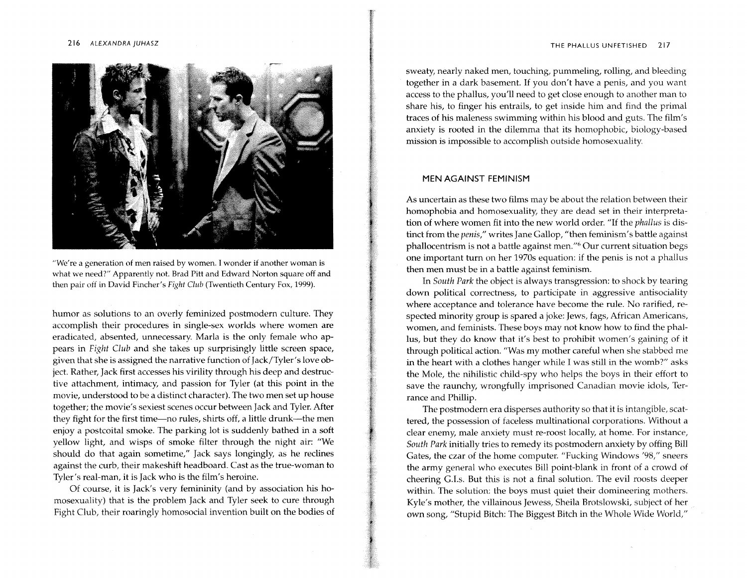"We're a generation of men raised by women. I wonder if another woman is what we need?" Apparently not. Brad Pitt and Edward Norton square off and then pair off in David Fincher's *Fight Club* (Twentieth Century Fox, 1999).

humor as solutions to an overly feminized postmodern culture. They accomplish their procedures in single-sex worlds where women are eradicated, absented, unnecessary. Marla is the only female who appears in *Fight Club* and she takes up surprisingly little screen space, given that she is assigned the narrative function of Jack/Tyler's love object. Rather, Jack first accesses his virility through his deep and destructive attachment, intimacy, and passion for Tyler (at this point in the movie, understood to be a distinct character). The two men set up house together; the movie's sexiest scenes occur between Jack and Tyler. After they fight for the first time—no rules, shirts off, a little drunk—the men enjoy a postcoital smoke. The parking lot is suddenly bathed in a soft yellow light, and wisps of smoke filter through the night air: "We should do that again sometime," Jack says longingly, as he reclines against the curb, their makeshift headboard. Cast as the true-woman to Tyler's real-man, it is Jack who is the film's heroine.

Of course, it is Jack's very femininity (and by association his homosexuality) that is the problem Jack and Tyler seek to cure through Fight Club, their roaringly homosocial invention built on the bodies of sweaty, nearly naked men, touching, pummeling, rolling, and bleeding together in a dark basement. If you don't have a penis, and you want access to the phallus, you'll need to get close enough to another man to share his, to finger his entrails, to get inside him and find the primal traces of his maleness swimming within his blood and guts. The film's anxiety is rooted in the dilemma that its homophobic, biology-based mission is impossible to accomplish outside homosexuality.

## MEN AGAINST FEMINISM

As uncertain as these two films may be about the relation between their homophobia and homosexuality, they are dead set in their interpretation of where women fit into the new world order. "If the *phallus* is distinct from the *penis*," writes Jane Gallop, "then feminism's battle against phallocentrism is not a battle against men."[6] Our current situation begs one important turn on her 1970s equation: if the penis is not a phallus then men must be in a battle against feminism.

In *South Park* the object is always transgression: to shock by tearing down political correctness, to participate in aggressive antisociality where acceptance and tolerance have become the rule. No rarified, respected minority group is spared a joke: Jews, fags, African Americans, women, and feminists. These boys may not know how to find the phallus, but they do know that it's best to prohibit women's gaining of it through political action. "Was my mother careful when she stabbed me in the heart with a clothes hanger while I was still in the womb?" asks the Mole, the nihilistic child-spy who helps the boys in their effort to save the raunchy, wrongfully imprisoned Canadian movie idols, Terrance and Phillip.

The postmodern era disperses authority so that it is intangible, scattered, the possession of faceless multinational corporations. Without a clear enemy, male anxiety must re-roost locally, at home. For instance, *South Park* initially tries to remedy its postmodern anxiety by offing Bill Gates, the czar of the home computer. "Fucking Windows '98," sneers the army general who executes Bill point-blank in front of a crowd of cheering G.I.s. But this is not a final solution. The evil roosts deeper within. The solution: the boys must quiet their domineering mothers. Kyle's mother, the villainous Jewess, Sheila Brotslowski, subject of her own song, "Stupid Bitch: The Biggest Bitch in the Whole Wide World,"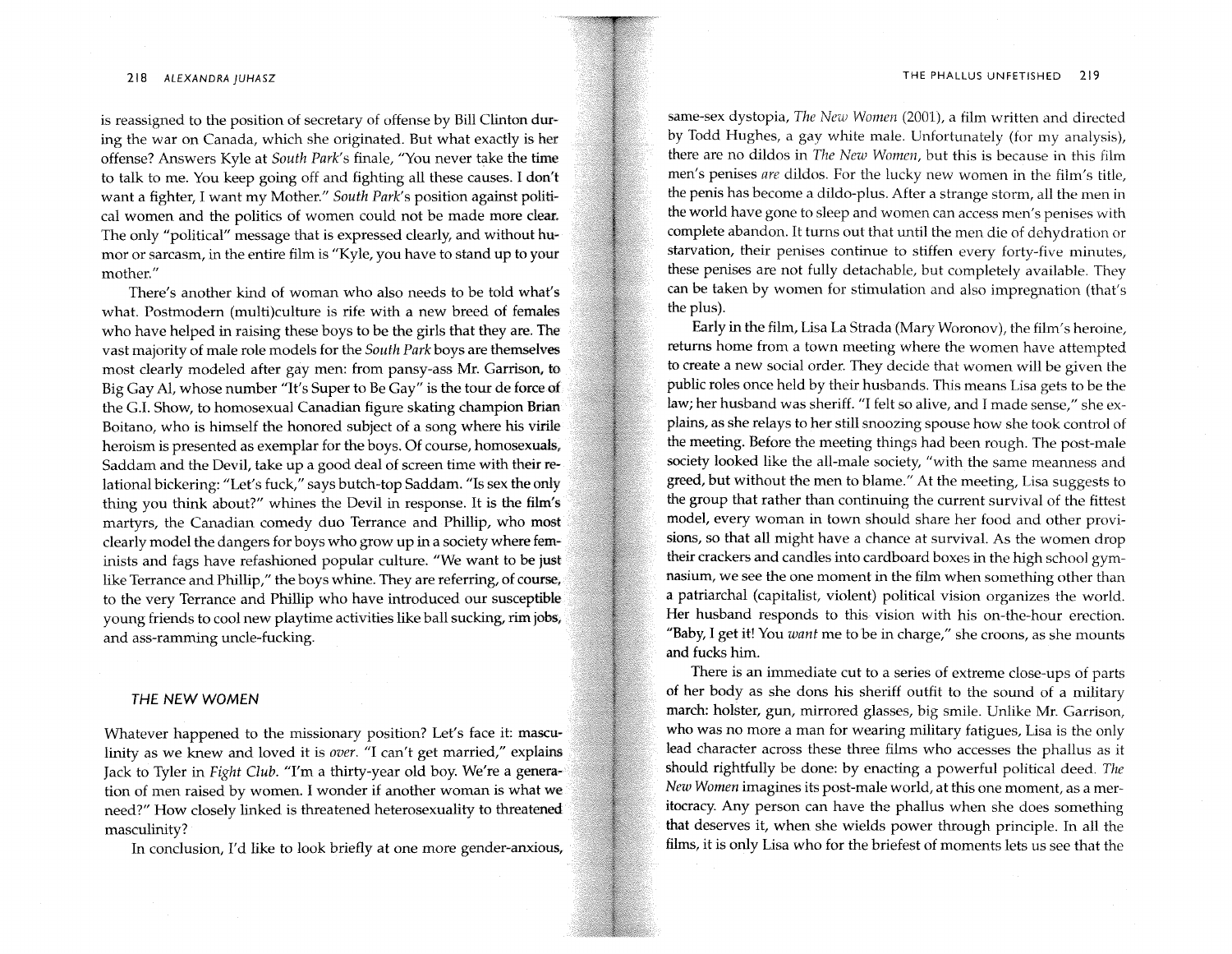is reassigned to the position of secretary of offense by Bill Clinton during the war on Canada, which she originated. But what exactly is her offense? Answers Kyle at *South Park*'s finale, "You never take the time to talk to me. You keep going off and fighting all these causes. I don't want a fighter, I want my Mother." *South Park*'s position against political women and the politics of women could not be made more clear. The only "political" message that is expressed clearly, and without humor or sarcasm, in the entire film is "Kyle, you have to stand up to your mother."

There's another kind of woman who also needs to be told what's what. Postmodern (multi)culture is rife with a new breed of females who have helped in raising these boys to be the girls that they are. The vast majority of male role models for the *South Park* boys are themselves most clearly modeled after gay men: from pansy-ass Mr. Garrison, to Big Gay Al, whose number "It's Super to Be Gay" is the tour de force of the G.I. Show, to homosexual Canadian figure skating champion Brian Boitano, who is himself the honored subject of a song where his virile heroism is presented as exemplar for the boys. Of course, homosexuals, Saddam and the Devil, take up a good deal of screen time with their relational bickering: "Let's fuck," says butch-top Saddam. "Is sex the only thing you think about?" whines the Devil in response. It is the film's martyrs, the Canadian comedy duo Terrance and Phillip, who most clearly model the dangers for boys who grow up in a society where feminists and fags have refashioned popular culture. "We want to be just like Terrance and Phillip," the boys whine. They are referring, of course, to the very Terrance and Phillip who have introduced our susceptible young friends to cool new playtime activities like ball sucking, rim jobs, and ass-ramming uncle-fucking.

### *THE NEW WOMEN*

Whatever happened to the missionary position? Let's face it: masculinity as we knew and loved it is *over*. "I can't get married," explains Jack to Tyler in *Fight Club*. "I'm a thirty-year old boy. We're a generation of men raised by women. I wonder if another woman is what we need?" How closely linked is threatened heterosexuality to threatened masculinity?

In conclusion, I'd like to look briefly at one more gender-anxious, same-sex dystopia, *The New Women* (2001), a film written and directed by Todd Hughes, a gay white male. Unfortunately (for my analysis), there are no dildos in *The New Women*, but this is because in this film men's penises *are* dildos. For the lucky new women in the film's title, the penis has become a dildo-plus. After a strange storm, all the men in the world have gone to sleep and women can access men's penises with complete abandon. It turns out that until the men die of dehydration or starvation, their penises continue to stiffen every forty-five minutes, these penises are not fully detachable, but completely available. They can be taken by women for stimulation and also impregnation (that's the plus).

Early in the film, Lisa La Strada (Mary Woronov), the film's heroine, returns home from a town meeting where the women have attempted to create a new social order. They decide that women will be given the public roles once held by their husbands. This means Lisa gets to be the law; her husband was sheriff. "I felt so alive, and I made sense," she explains, as she relays to her still snoozing spouse how she took control of the meeting. Before the meeting things had been rough. The post-male society looked like the all-male society, "with the same meanness and greed, but without the men to blame." At the meeting, Lisa suggests to the group that rather than continuing the current survival of the fittest model, every woman in town should share her food and other provisions, so that all might have a chance at survival. As the women drop their crackers and candles into cardboard boxes in the high school gymnasium, we see the one moment in the film when something other than a patriarchal (capitalist, violent) political vision organizes the world. Her husband responds to this vision with his on-the-hour erection. "Baby, I get it! You *want* me to be in charge," she croons, as she mounts and fucks him.

There is an immediate cut to a series of extreme close-ups of parts of her body as she dons his sheriff outfit to the sound of a military march: holster, gun, mirrored glasses, big smile. Unlike Mr. Garrison, who was no more a man for wearing military fatigues, Lisa is the only lead character across these three films who accesses the phallus as it should rightfully be done: by enacting a powerful political deed. *The New Women* imagines its post-male world, at this one moment, as a meritocracy. Any person can have the phallus when she does something that deserves it, when she wields power through principle. In all the films, it is only Lisa who for the briefest of moments lets us see that the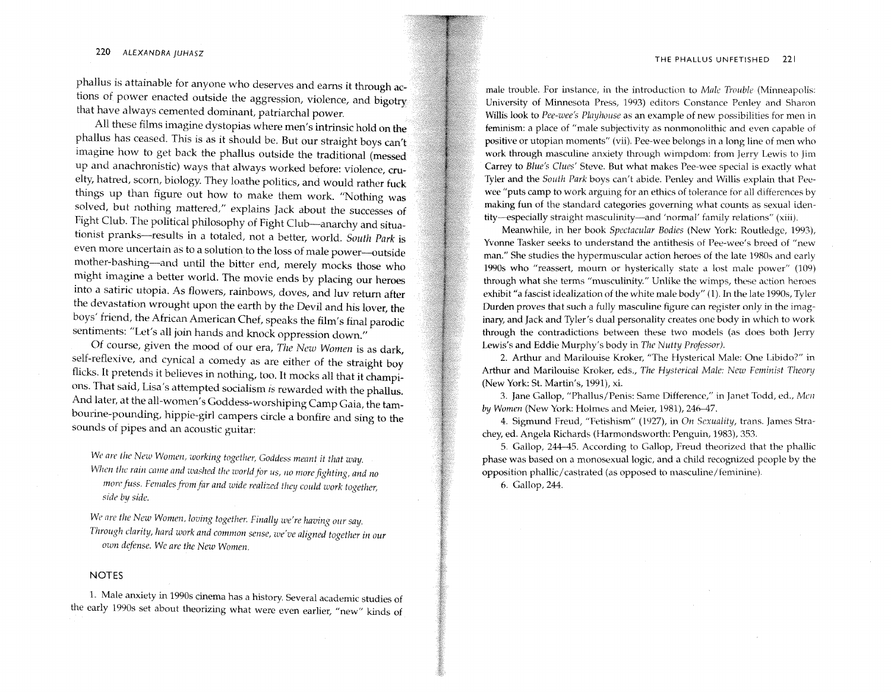phallus is attainable for anyone who deserves and earns it through actions of power enacted outside the aggression, violence, and bigotry that have always cemented dominant, patriarchal power.

All these films imagine dystopias where men's intrinsic hold on the phallus has ceased. This is as it should be. But our straight boys can't imagine how to get back the phallus outside the traditional (messed up and anachronistic) ways that always worked before: violence, cruelty, hatred, scorn, biology. They loathe politics, and would rather fuck things up than figure out how to make them work. "Nothing was solved, but nothing mattered," explains Jack about the successes of Fight Club. The political philosophy of Fight Club—anarchy and situationist pranks—results in a totaled, not a better, world. *South Park* is even more uncertain as to a solution to the loss of male power—outside mother-bashing—and until the bitter end, merely mocks those who might imagine a better world. The movie ends by placing our heroes into a satiric utopia. As flowers, rainbows, doves, and luv return after the devastation wrought upon the earth by the Devil and his lover, the boys' friend, the African American Chef, speaks the film's final parodic sentiments: "Let's all join hands and knock oppression down."

Of course, given the mood of our era, *The New Women* is as dark, self-reflexive, and cynical a comedy as are either of the straight boy flicks. It pretends it believes in nothing, too. It mocks all that it champions. That said, Lisa's attempted socialism *is* rewarded with the phallus. And later, at the all-women's Goddess-worshiping Camp Gaia, the tambourine-pounding, hippie-girl campers circle a bonfire and sing to the sounds of pipes and an acoustic guitar:

> *We are the New Women, working together, Goddess meant it that way. When the rain came and washed the world for us, no more fighting, and no more fuss. Females from far and wide realized they could work together, side by side.*
>
> *We are the New Women, loving together. Finally we're having our say. Through clarity, hard work and common sense, we've aligned together in our own defense. We are the New Women.*

## NOTES

1. Male anxiety in 1990s cinema has a history. Several academic studies of the early 1990s set about theorizing what were even earlier, "new" kinds of male trouble. For instance, in the introduction to *Male Trouble* (Minneapolis: University of Minnesota Press, 1993) editors Constance Penley and Sharon Willis look to *Pee-wee's Playhouse* as an example of new possibilities for men in feminism: a place of "male subjectivity as nonmonolithic and even capable of positive or utopian moments" (vii). Pee-wee belongs in a long line of men who work through masculine anxiety through wimpdom: from Jerry Lewis to Jim Carrey to *Blue's Clues'* Steve. But what makes Pee-wee special is exactly what Tyler and the *South Park* boys can't abide. Penley and Willis explain that Pee-wee "puts camp to work arguing for an ethics of tolerance for all differences by making fun of the standard categories governing what counts as sexual identity—especially straight masculinity—and 'normal' family relations" (xiii).

Meanwhile, in her book *Spectacular Bodies* (New York: Routledge, 1993), Yvonne Tasker seeks to understand the antithesis of Pee-wee's breed of "new man." She studies the hypermuscular action heroes of the late 1980s and early 1990s who "reassert, mourn or hysterically state a lost male power" (109) through what she terms "musculinity." Unlike the wimps, these action heroes exhibit "a fascist idealization of the white male body" (1). In the late 1990s, Tyler Durden proves that such a fully masculine figure can register only in the imaginary, and Jack and Tyler's dual personality creates one body in which to work through the contradictions between these two models (as does both Jerry Lewis's and Eddie Murphy's body in *The Nutty Professor*).

2. Arthur and Marilouise Kroker, "The Hysterical Male: One Libido?" in Arthur and Marilouise Kroker, eds., *The Hysterical Male: New Feminist Theory* (New York: St. Martin's, 1991), xi.

3. Jane Gallop, "Phallus/Penis: Same Difference," in Janet Todd, ed., *Men by Women* (New York: Holmes and Meier, 1981), 246–47.

4. Sigmund Freud, "Fetishism" (1927), in *On Sexuality*, trans. James Strachey, ed. Angela Richards (Harmondsworth: Penguin, 1983), 353.

5. Gallop, 244–45. According to Gallop, Freud theorized that the phallic phase was based on a monosexual logic, and a child recognized people by the opposition phallic/castrated (as opposed to masculine/feminine).

6. Gallop, 244.